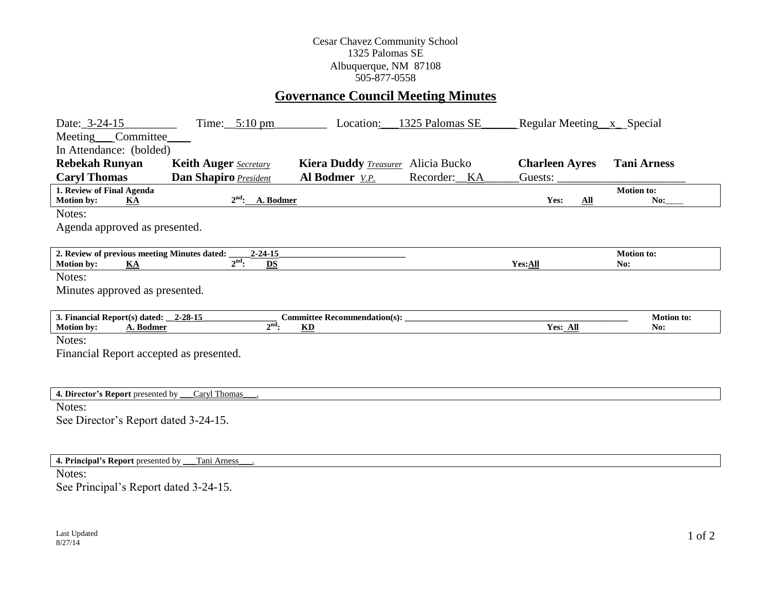Cesar Chavez Community School
1325 Palomas SE
Albuquerque, NM 87108
505-877-0558

# Governance Council Meeting Minutes

Date: 3-24-15 Time: 5:10 pm Location: 1325 Palomas SE Regular Meeting x Special Meeting___ Committee____

In Attendance: (bolded)

| | | | | | |
|---|---|---|---|---|---|
| **Rebekah Runyan** | **Keith Auger** *Secretary* | **Kiera Duddy** *Treasurer* | Alicia Bucko | **Charleen Ayres** | **Tani Arness** |
| **Caryl Thomas** | **Dan Shapiro** *President* | **Al Bodmer** *V.P.* | Recorder: KA | Guests: | |

**1. Review of Final Agenda** — **Motion to:**
**Motion by:** KA **2nd:** A. Bodmer **Yes:** All **No:**

Notes:
Agenda approved as presented.

**2. Review of previous meeting Minutes dated:** 2-24-15 — **Motion to:**
**Motion by:** KA **2nd:** DS **Yes:** All **No:**

Notes:
Minutes approved as presented.

**3. Financial Report(s) dated:** 2-28-15 **Committee Recommendation(s):** — **Motion to:**
**Motion by:** A. Bodmer **2nd:** KD **Yes:** All **No:**

Notes:
Financial Report accepted as presented.

**4. Director's Report** presented by Caryl Thomas.

Notes:
See Director's Report dated 3-24-15.

**4. Principal's Report** presented by Tani Arness.

Notes:
See Principal's Report dated 3-24-15.

Last Updated
8/27/14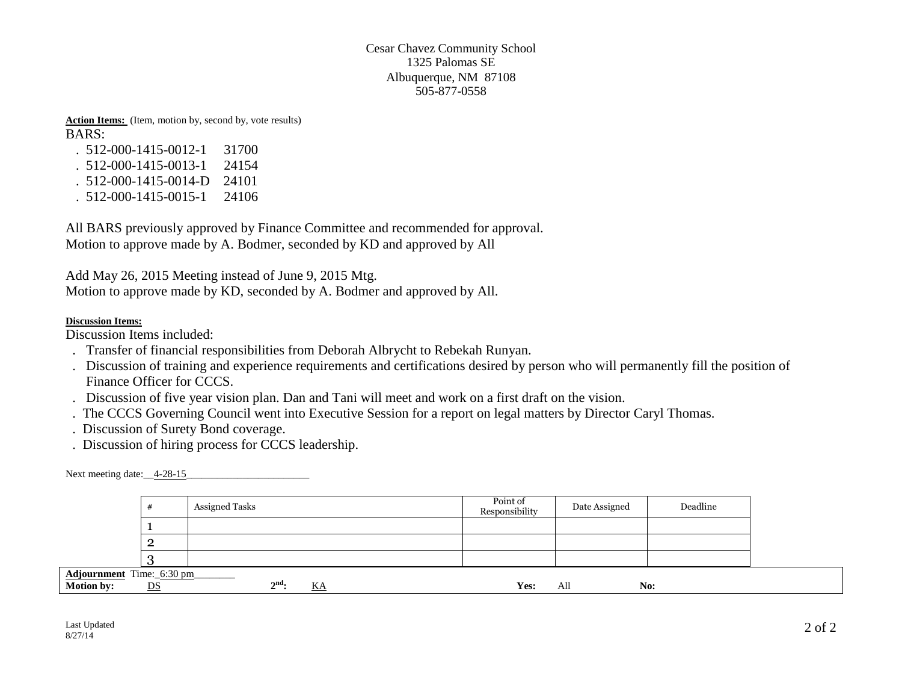Cesar Chavez Community School
1325 Palomas SE
Albuquerque, NM 87108
505-877-0558

**Action Items:** (Item, motion by, second by, vote results)

BARS:

- 512-000-1415-0012-1 31700
- 512-000-1415-0013-1 24154
- 512-000-1415-0014-D 24101
- 512-000-1415-0015-1 24106

All BARS previously approved by Finance Committee and recommended for approval.
Motion to approve made by A. Bodmer, seconded by KD and approved by All

Add May 26, 2015 Meeting instead of June 9, 2015 Mtg.
Motion to approve made by KD, seconded by A. Bodmer and approved by All.

**Discussion Items:**

Discussion Items included:

- Transfer of financial responsibilities from Deborah Albrycht to Rebekah Runyan.
- Discussion of training and experience requirements and certifications desired by person who will permanently fill the position of Finance Officer for CCCS.
- Discussion of five year vision plan. Dan and Tani will meet and work on a first draft on the vision.
- The CCCS Governing Council went into Executive Session for a report on legal matters by Director Caryl Thomas.
- Discussion of Surety Bond coverage.
- Discussion of hiring process for CCCS leadership.

Next meeting date: 4-28-15

| # | Assigned Tasks | Point of Responsibility | Date Assigned | Deadline |
|---|---|---|---|---|
| 1 | | | | |
| 2 | | | | |
| 3 | | | | |

**Adjournment** Time: 6:30 pm

**Motion by:** DS **2nd:** KA **Yes:** All **No:**

Last Updated
8/27/14